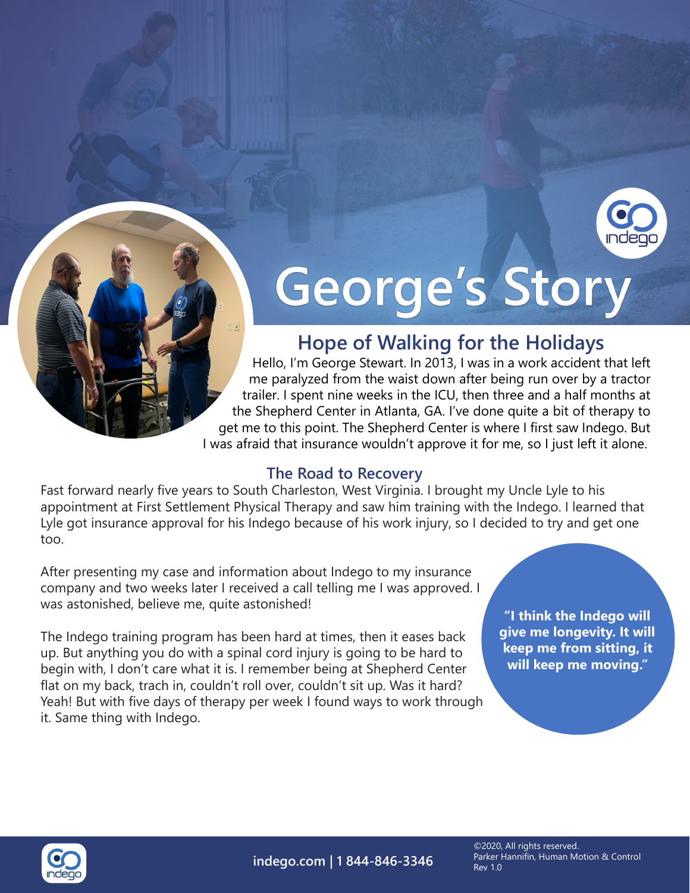# George's Story

## Hope of Walking for the Holidays

Hello, I'm George Stewart. In 2013, I was in a work accident that left me paralyzed from the waist down after being run over by a tractor trailer. I spent nine weeks in the ICU, then three and a half months at the Shepherd Center in Atlanta, GA. I've done quite a bit of therapy to get me to this point. The Shepherd Center is where I first saw Indego. But I was afraid that insurance wouldn't approve it for me, so I just left it alone.

### The Road to Recovery

Fast forward nearly five years to South Charleston, West Virginia. I brought my Uncle Lyle to his appointment at First Settlement Physical Therapy and saw him training with the Indego. I learned that Lyle got insurance approval for his Indego because of his work injury, so I decided to try and get one too.

After presenting my case and information about Indego to my insurance company and two weeks later I received a call telling me I was approved. I was astonished, believe me, quite astonished!

The Indego training program has been hard at times, then it eases back up. But anything you do with a spinal cord injury is going to be hard to begin with, I don't care what it is. I remember being at Shepherd Center flat on my back, trach in, couldn't roll over, couldn't sit up. Was it hard? Yeah! But with five days of therapy per week I found ways to work through it. Same thing with Indego.

**"I think the Indego will give me longevity. It will keep me from sitting, it will keep me moving."**

indego.com | 1 844-846-3346

©2020, All rights reserved.
Parker Hannifin, Human Motion & Control
Rev 1.0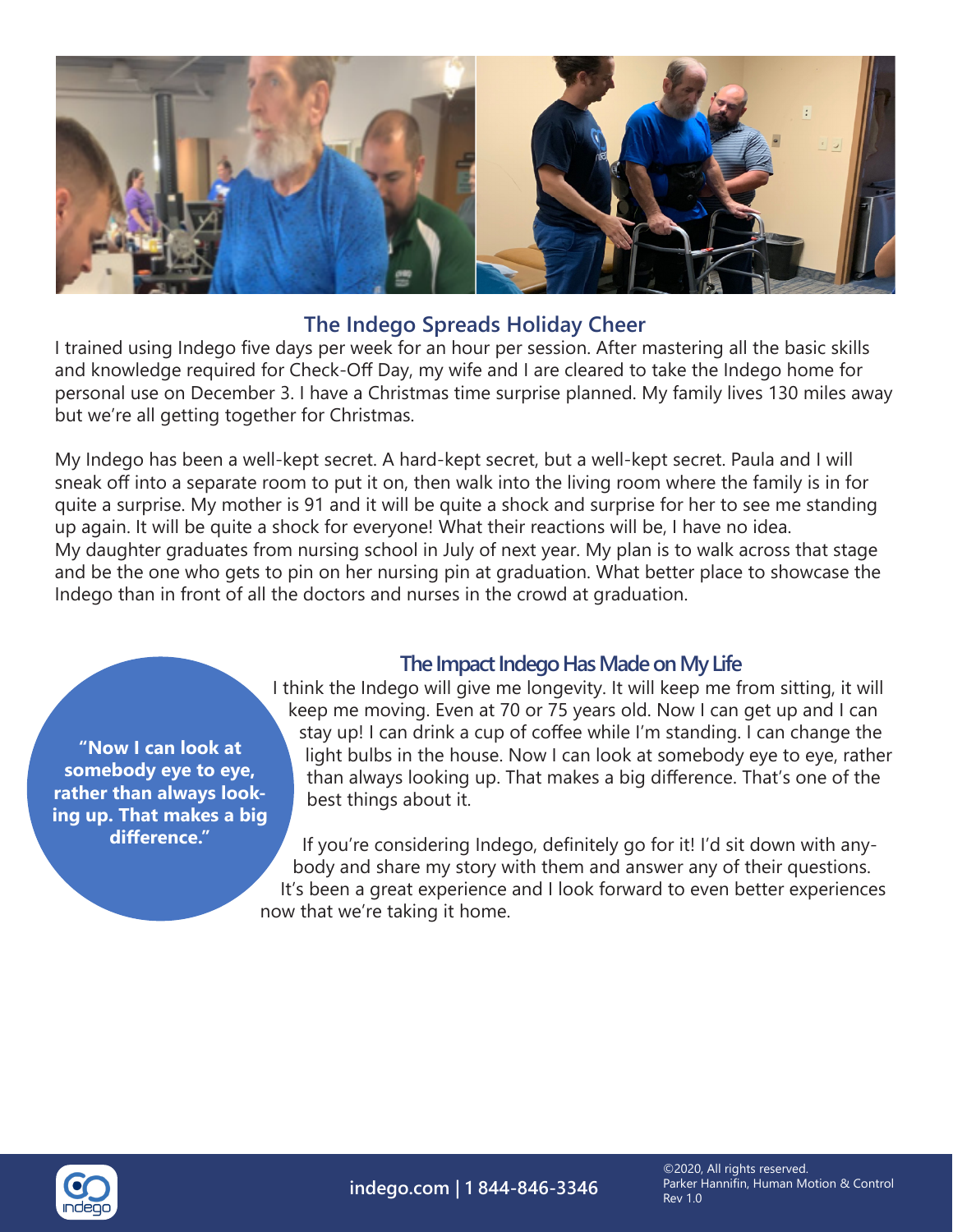## The Indego Spreads Holiday Cheer

I trained using Indego five days per week for an hour per session. After mastering all the basic skills and knowledge required for Check-Off Day, my wife and I are cleared to take the Indego home for personal use on December 3. I have a Christmas time surprise planned. My family lives 130 miles away but we're all getting together for Christmas.

My Indego has been a well-kept secret. A hard-kept secret, but a well-kept secret. Paula and I will sneak off into a separate room to put it on, then walk into the living room where the family is in for quite a surprise. My mother is 91 and it will be quite a shock and surprise for her to see me standing up again. It will be quite a shock for everyone! What their reactions will be, I have no idea.
My daughter graduates from nursing school in July of next year. My plan is to walk across that stage and be the one who gets to pin on her nursing pin at graduation. What better place to showcase the Indego than in front of all the doctors and nurses in the crowd at graduation.

## The Impact Indego Has Made on My Life

**"Now I can look at somebody eye to eye, rather than always looking up. That makes a big difference."**

I think the Indego will give me longevity. It will keep me from sitting, it will keep me moving. Even at 70 or 75 years old. Now I can get up and I can stay up! I can drink a cup of coffee while I'm standing. I can change the light bulbs in the house. Now I can look at somebody eye to eye, rather than always looking up. That makes a big difference. That's one of the best things about it.

If you're considering Indego, definitely go for it! I'd sit down with anybody and share my story with them and answer any of their questions. It's been a great experience and I look forward to even better experiences now that we're taking it home.

**indego.com | 1 844-846-3346**

©2020, All rights reserved.
Parker Hannifin, Human Motion & Control
Rev 1.0